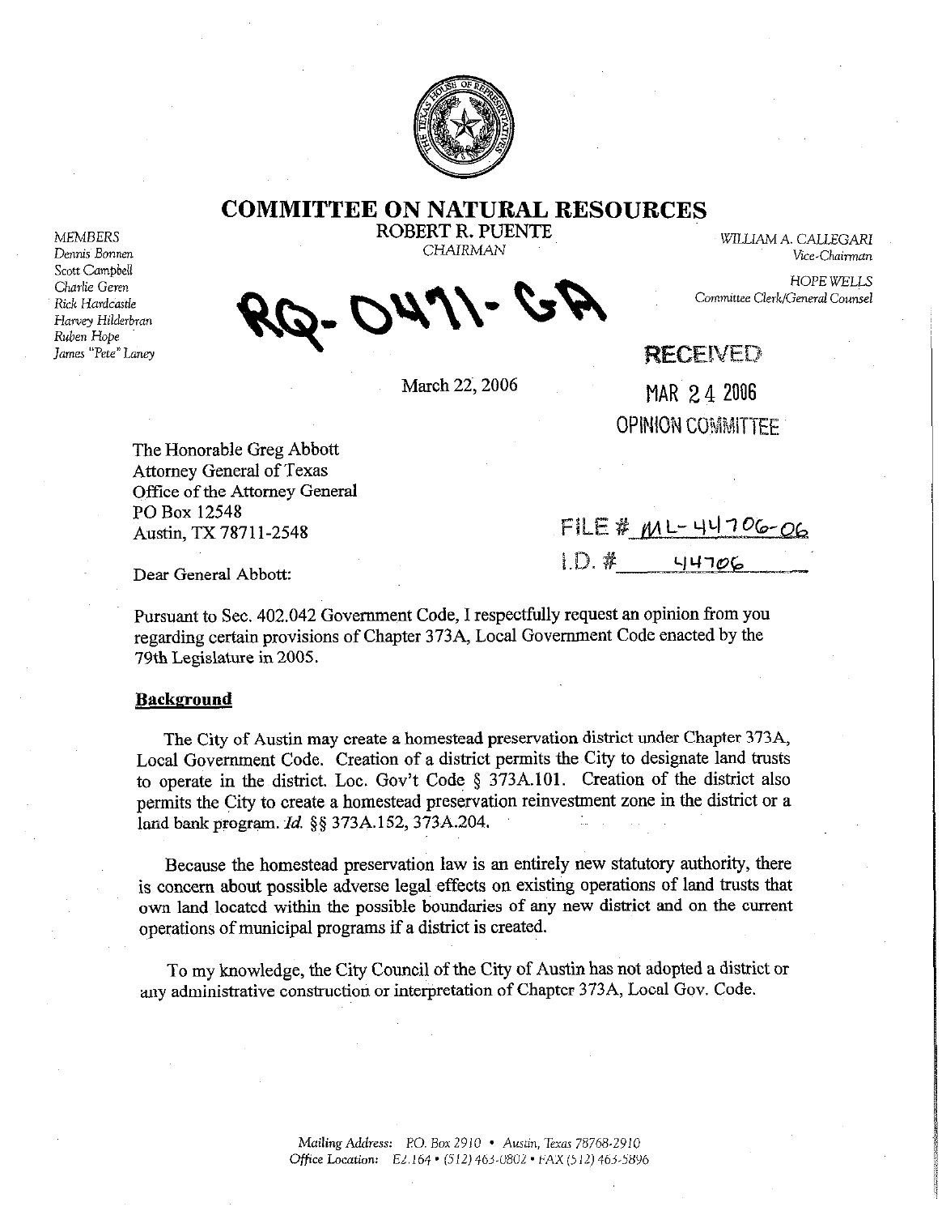# COMMITTEE ON NATURAL RESOURCES

ROBERT R. PUENTE
*CHAIRMAN*

*MEMBERS*
*Dennis Bonnen*
*Scott Campbell*
*Charlie Geren*
*Rick Hardcastle*
*Harvey Hilderbran*
*Ruben Hope*
*James "Pete" Laney*

*WILLIAM A. CALLEGARI*
*Vice-Chairman*

*HOPE WELLS*
*Committee Clerk/General Counsel*

RQ-0471-GA

RECEIVED
MAR 24 2006
OPINION COMMITTEE

March 22, 2006

The Honorable Greg Abbott
Attorney General of Texas
Office of the Attorney General
PO Box 12548
Austin, TX 78711-2548

FILE # ML-44706-06
I.D. # 44706

Dear General Abbott:

Pursuant to Sec. 402.042 Government Code, I respectfully request an opinion from you regarding certain provisions of Chapter 373A, Local Government Code enacted by the 79th Legislature in 2005.

**Background**

The City of Austin may create a homestead preservation district under Chapter 373A, Local Government Code. Creation of a district permits the City to designate land trusts to operate in the district. Loc. Gov't Code § 373A.101. Creation of the district also permits the City to create a homestead preservation reinvestment zone in the district or a land bank program. *Id.* §§ 373A.152, 373A.204.

Because the homestead preservation law is an entirely new statutory authority, there is concern about possible adverse legal effects on existing operations of land trusts that own land located within the possible boundaries of any new district and on the current operations of municipal programs if a district is created.

To my knowledge, the City Council of the City of Austin has not adopted a district or any administrative construction or interpretation of Chapter 373A, Local Gov. Code.

*Mailing Address:* P.O. Box 2910 • Austin, Texas 78768-2910
*Office Location:* E2.164 • (512) 463-0802 • FAX (512) 463-5896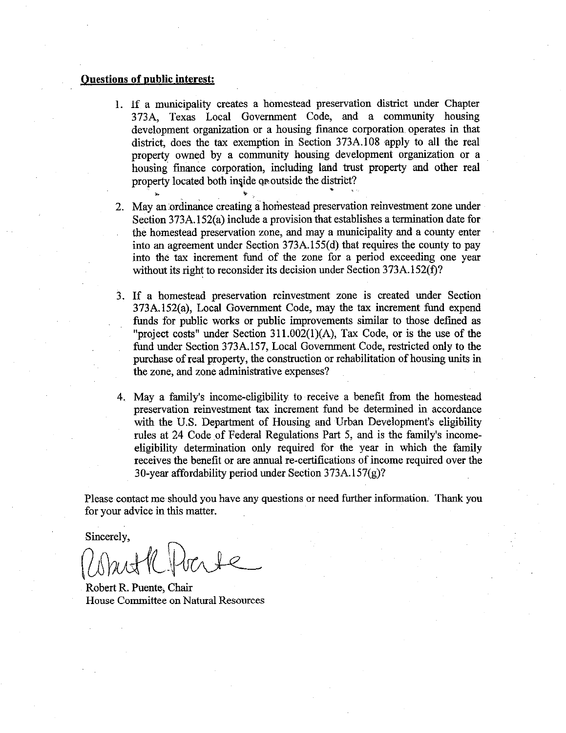**Questions of public interest:**

1. If a municipality creates a homestead preservation district under Chapter 373A, Texas Local Government Code, and a community housing development organization or a housing finance corporation operates in that district, does the tax exemption in Section 373A.108 apply to all the real property owned by a community housing development organization or a housing finance corporation, including land trust property and other real property located both inside or outside the district?

2. May an ordinance creating a homestead preservation reinvestment zone under Section 373A.152(a) include a provision that establishes a termination date for the homestead preservation zone, and may a municipality and a county enter into an agreement under Section 373A.155(d) that requires the county to pay into the tax increment fund of the zone for a period exceeding one year without its right to reconsider its decision under Section 373A.152(f)?

3. If a homestead preservation reinvestment zone is created under Section 373A.152(a), Local Government Code, may the tax increment fund expend funds for public works or public improvements similar to those defined as "project costs" under Section 311.002(1)(A), Tax Code, or is the use of the fund under Section 373A.157, Local Government Code, restricted only to the purchase of real property, the construction or rehabilitation of housing units in the zone, and zone administrative expenses?

4. May a family's income-eligibility to receive a benefit from the homestead preservation reinvestment tax increment fund be determined in accordance with the U.S. Department of Housing and Urban Development's eligibility rules at 24 Code of Federal Regulations Part 5, and is the family's income-eligibility determination only required for the year in which the family receives the benefit or are annual re-certifications of income required over the 30-year affordability period under Section 373A.157(g)?

Please contact me should you have any questions or need further information. Thank you for your advice in this matter.

Sincerely,

Robert R. Puente, Chair
House Committee on Natural Resources